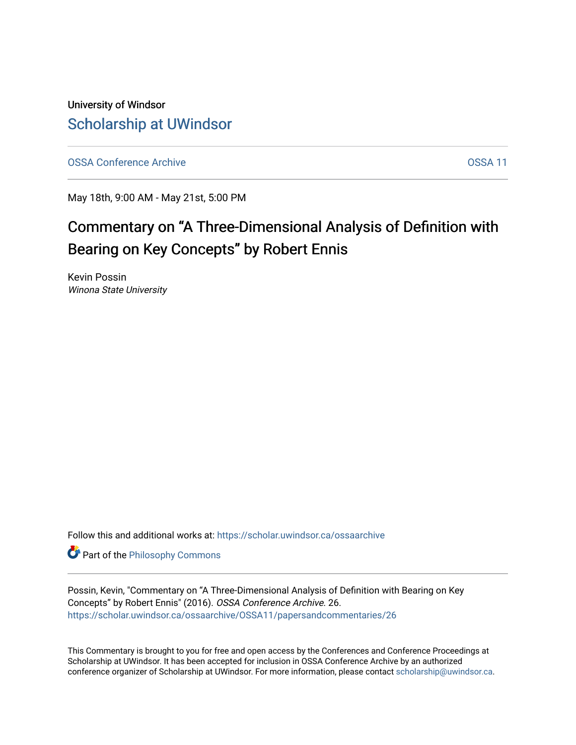University of Windsor

# Scholarship at UWindsor

OSSA Conference Archive

OSSA 11

May 18th, 9:00 AM - May 21st, 5:00 PM

# Commentary on "A Three-Dimensional Analysis of Definition with Bearing on Key Concepts" by Robert Ennis

Kevin Possin
*Winona State University*

Follow this and additional works at: https://scholar.uwindsor.ca/ossaarchive

Part of the Philosophy Commons

Possin, Kevin, "Commentary on "A Three-Dimensional Analysis of Definition with Bearing on Key Concepts" by Robert Ennis" (2016). *OSSA Conference Archive*. 26.
https://scholar.uwindsor.ca/ossaarchive/OSSA11/papersandcommentaries/26

This Commentary is brought to you for free and open access by the Conferences and Conference Proceedings at Scholarship at UWindsor. It has been accepted for inclusion in OSSA Conference Archive by an authorized conference organizer of Scholarship at UWindsor. For more information, please contact scholarship@uwindsor.ca.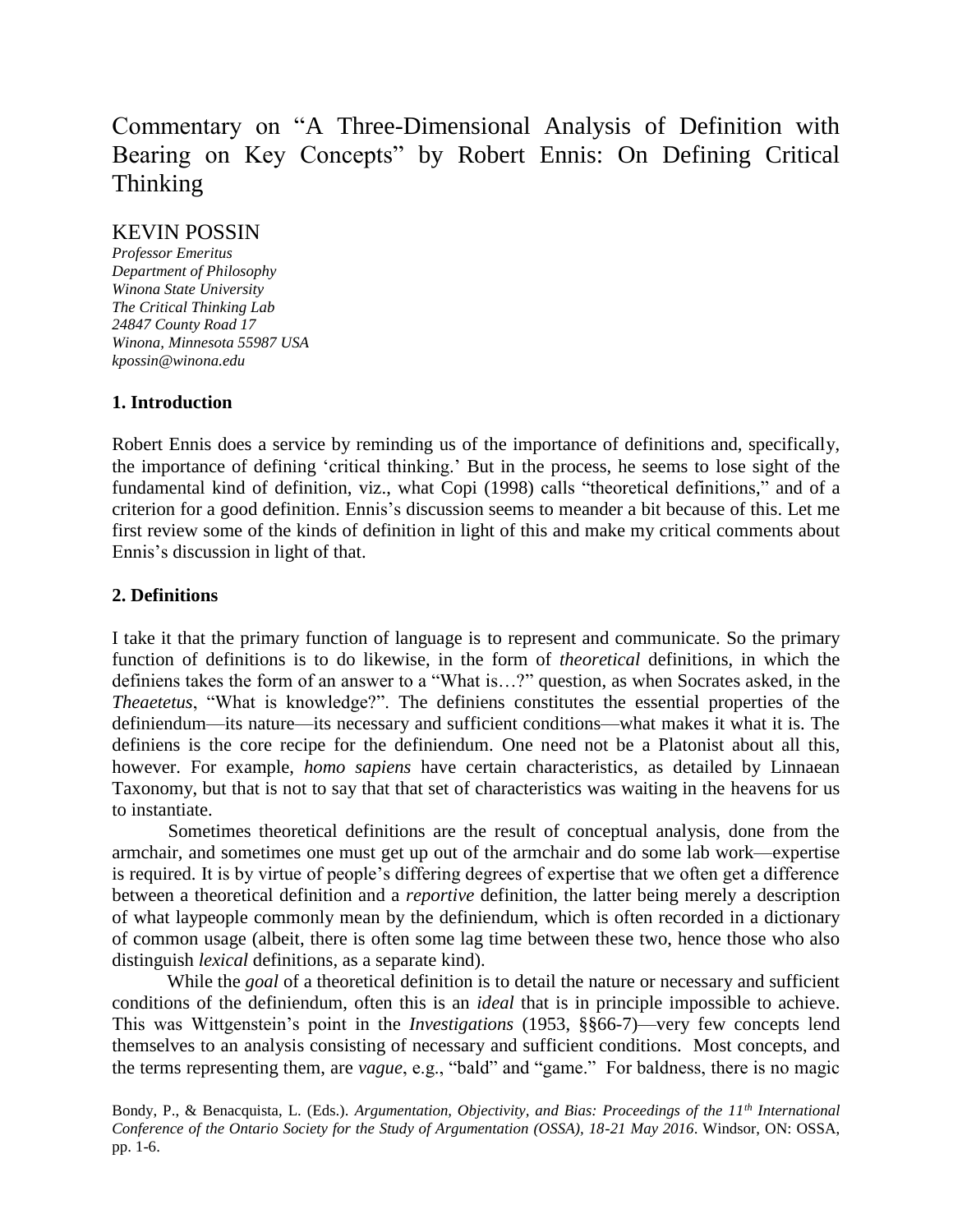# Commentary on "A Three-Dimensional Analysis of Definition with Bearing on Key Concepts" by Robert Ennis: On Defining Critical Thinking

KEVIN POSSIN

*Professor Emeritus*
*Department of Philosophy*
*Winona State University*
*The Critical Thinking Lab*
*24847 County Road 17*
*Winona, Minnesota 55987 USA*
*kpossin@winona.edu*

### 1. Introduction

Robert Ennis does a service by reminding us of the importance of definitions and, specifically, the importance of defining 'critical thinking.' But in the process, he seems to lose sight of the fundamental kind of definition, viz., what Copi (1998) calls "theoretical definitions," and of a criterion for a good definition. Ennis's discussion seems to meander a bit because of this. Let me first review some of the kinds of definition in light of this and make my critical comments about Ennis's discussion in light of that.

### 2. Definitions

I take it that the primary function of language is to represent and communicate. So the primary function of definitions is to do likewise, in the form of *theoretical* definitions, in which the definiens takes the form of an answer to a "What is…?" question, as when Socrates asked, in the *Theaetetus*, "What is knowledge?". The definiens constitutes the essential properties of the definiendum—its nature—its necessary and sufficient conditions—what makes it what it is. The definiens is the core recipe for the definiendum. One need not be a Platonist about all this, however. For example, *homo sapiens* have certain characteristics, as detailed by Linnaean Taxonomy, but that is not to say that that set of characteristics was waiting in the heavens for us to instantiate.

Sometimes theoretical definitions are the result of conceptual analysis, done from the armchair, and sometimes one must get up out of the armchair and do some lab work—expertise is required. It is by virtue of people's differing degrees of expertise that we often get a difference between a theoretical definition and a *reportive* definition, the latter being merely a description of what laypeople commonly mean by the definiendum, which is often recorded in a dictionary of common usage (albeit, there is often some lag time between these two, hence those who also distinguish *lexical* definitions, as a separate kind).

While the *goal* of a theoretical definition is to detail the nature or necessary and sufficient conditions of the definiendum, often this is an *ideal* that is in principle impossible to achieve. This was Wittgenstein's point in the *Investigations* (1953, §§66-7)—very few concepts lend themselves to an analysis consisting of necessary and sufficient conditions. Most concepts, and the terms representing them, are *vague*, e.g., "bald" and "game." For baldness, there is no magic

Bondy, P., & Benacquista, L. (Eds.). *Argumentation, Objectivity, and Bias: Proceedings of the 11th International Conference of the Ontario Society for the Study of Argumentation (OSSA), 18-21 May 2016*. Windsor, ON: OSSA, pp. 1-6.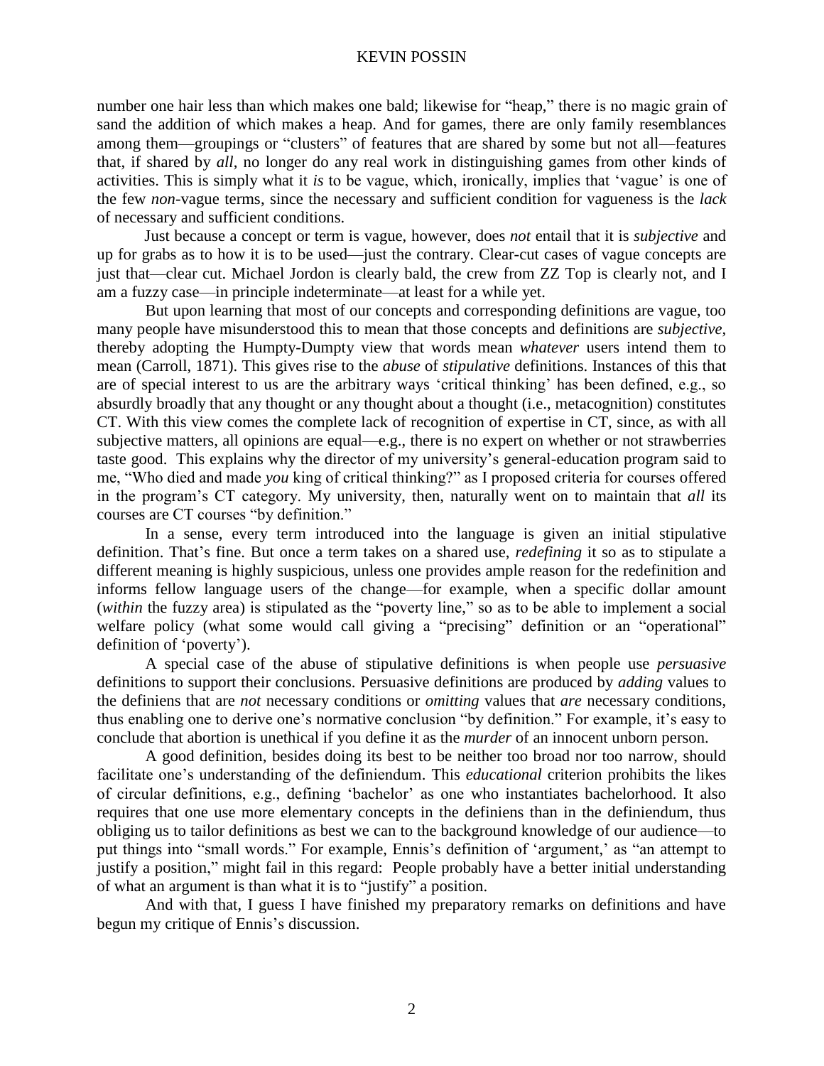number one hair less than which makes one bald; likewise for "heap," there is no magic grain of sand the addition of which makes a heap. And for games, there are only family resemblances among them—groupings or "clusters" of features that are shared by some but not all—features that, if shared by *all*, no longer do any real work in distinguishing games from other kinds of activities. This is simply what it *is* to be vague, which, ironically, implies that 'vague' is one of the few *non*-vague terms, since the necessary and sufficient condition for vagueness is the *lack* of necessary and sufficient conditions.

Just because a concept or term is vague, however, does *not* entail that it is *subjective* and up for grabs as to how it is to be used—just the contrary. Clear-cut cases of vague concepts are just that—clear cut. Michael Jordon is clearly bald, the crew from ZZ Top is clearly not, and I am a fuzzy case—in principle indeterminate—at least for a while yet.

But upon learning that most of our concepts and corresponding definitions are vague, too many people have misunderstood this to mean that those concepts and definitions are *subjective*, thereby adopting the Humpty-Dumpty view that words mean *whatever* users intend them to mean (Carroll, 1871). This gives rise to the *abuse* of *stipulative* definitions. Instances of this that are of special interest to us are the arbitrary ways 'critical thinking' has been defined, e.g., so absurdly broadly that any thought or any thought about a thought (i.e., metacognition) constitutes CT. With this view comes the complete lack of recognition of expertise in CT, since, as with all subjective matters, all opinions are equal—e.g., there is no expert on whether or not strawberries taste good. This explains why the director of my university's general-education program said to me, "Who died and made *you* king of critical thinking?" as I proposed criteria for courses offered in the program's CT category. My university, then, naturally went on to maintain that *all* its courses are CT courses "by definition."

In a sense, every term introduced into the language is given an initial stipulative definition. That's fine. But once a term takes on a shared use, *redefining* it so as to stipulate a different meaning is highly suspicious, unless one provides ample reason for the redefinition and informs fellow language users of the change—for example, when a specific dollar amount (*within* the fuzzy area) is stipulated as the "poverty line," so as to be able to implement a social welfare policy (what some would call giving a "precising" definition or an "operational" definition of 'poverty').

A special case of the abuse of stipulative definitions is when people use *persuasive* definitions to support their conclusions. Persuasive definitions are produced by *adding* values to the definiens that are *not* necessary conditions or *omitting* values that *are* necessary conditions, thus enabling one to derive one's normative conclusion "by definition." For example, it's easy to conclude that abortion is unethical if you define it as the *murder* of an innocent unborn person.

A good definition, besides doing its best to be neither too broad nor too narrow, should facilitate one's understanding of the definiendum. This *educational* criterion prohibits the likes of circular definitions, e.g., defining 'bachelor' as one who instantiates bachelorhood. It also requires that one use more elementary concepts in the definiens than in the definiendum, thus obliging us to tailor definitions as best we can to the background knowledge of our audience—to put things into "small words." For example, Ennis's definition of 'argument,' as "an attempt to justify a position," might fail in this regard: People probably have a better initial understanding of what an argument is than what it is to "justify" a position.

And with that, I guess I have finished my preparatory remarks on definitions and have begun my critique of Ennis's discussion.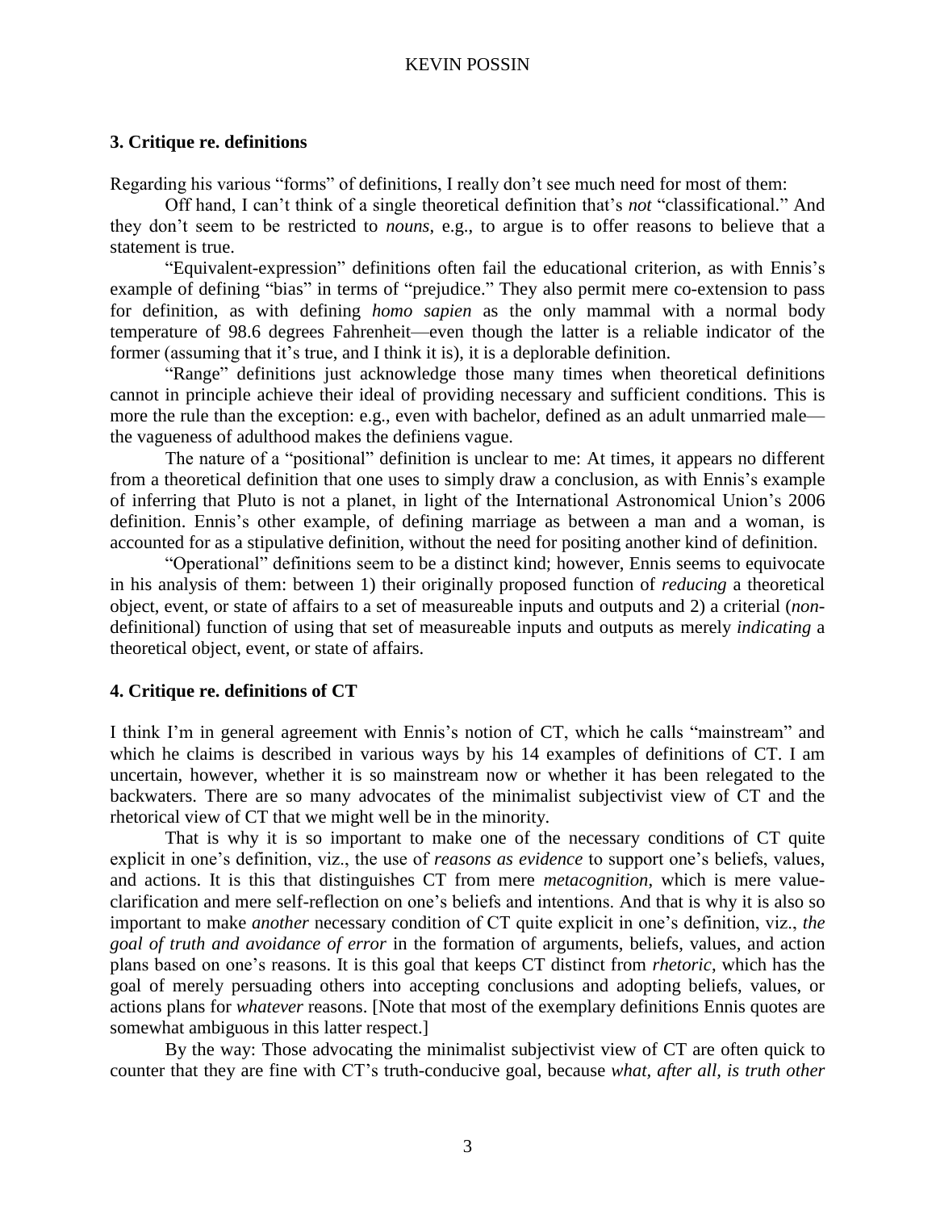### 3. Critique re. definitions

Regarding his various "forms" of definitions, I really don't see much need for most of them:

Off hand, I can't think of a single theoretical definition that's *not* "classificational." And they don't seem to be restricted to *nouns*, e.g., to argue is to offer reasons to believe that a statement is true.

"Equivalent-expression" definitions often fail the educational criterion, as with Ennis's example of defining "bias" in terms of "prejudice." They also permit mere co-extension to pass for definition, as with defining *homo sapien* as the only mammal with a normal body temperature of 98.6 degrees Fahrenheit—even though the latter is a reliable indicator of the former (assuming that it's true, and I think it is), it is a deplorable definition.

"Range" definitions just acknowledge those many times when theoretical definitions cannot in principle achieve their ideal of providing necessary and sufficient conditions. This is more the rule than the exception: e.g., even with bachelor, defined as an adult unmarried male—the vagueness of adulthood makes the definiens vague.

The nature of a "positional" definition is unclear to me: At times, it appears no different from a theoretical definition that one uses to simply draw a conclusion, as with Ennis's example of inferring that Pluto is not a planet, in light of the International Astronomical Union's 2006 definition. Ennis's other example, of defining marriage as between a man and a woman, is accounted for as a stipulative definition, without the need for positing another kind of definition.

"Operational" definitions seem to be a distinct kind; however, Ennis seems to equivocate in his analysis of them: between 1) their originally proposed function of *reducing* a theoretical object, event, or state of affairs to a set of measureable inputs and outputs and 2) a criterial (*non*-definitional) function of using that set of measureable inputs and outputs as merely *indicating* a theoretical object, event, or state of affairs.

### 4. Critique re. definitions of CT

I think I'm in general agreement with Ennis's notion of CT, which he calls "mainstream" and which he claims is described in various ways by his 14 examples of definitions of CT. I am uncertain, however, whether it is so mainstream now or whether it has been relegated to the backwaters. There are so many advocates of the minimalist subjectivist view of CT and the rhetorical view of CT that we might well be in the minority.

That is why it is so important to make one of the necessary conditions of CT quite explicit in one's definition, viz., the use of *reasons as evidence* to support one's beliefs, values, and actions. It is this that distinguishes CT from mere *metacognition*, which is mere value-clarification and mere self-reflection on one's beliefs and intentions. And that is why it is also so important to make *another* necessary condition of CT quite explicit in one's definition, viz., *the goal of truth and avoidance of error* in the formation of arguments, beliefs, values, and action plans based on one's reasons. It is this goal that keeps CT distinct from *rhetoric*, which has the goal of merely persuading others into accepting conclusions and adopting beliefs, values, or actions plans for *whatever* reasons. [Note that most of the exemplary definitions Ennis quotes are somewhat ambiguous in this latter respect.]

By the way: Those advocating the minimalist subjectivist view of CT are often quick to counter that they are fine with CT's truth-conducive goal, because *what, after all, is truth other*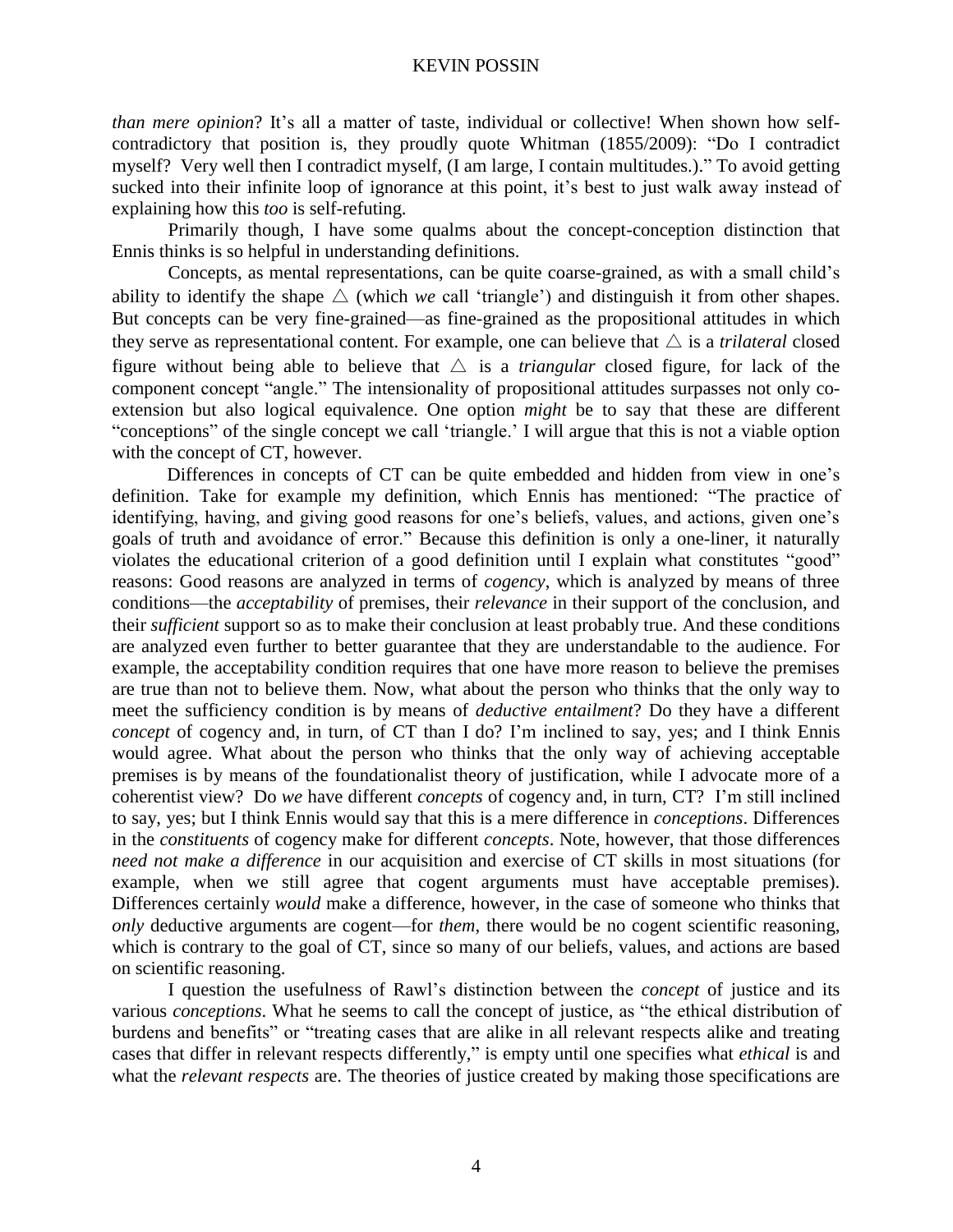*than mere opinion*? It's all a matter of taste, individual or collective! When shown how self-contradictory that position is, they proudly quote Whitman (1855/2009): "Do I contradict myself? Very well then I contradict myself, (I am large, I contain multitudes.)." To avoid getting sucked into their infinite loop of ignorance at this point, it's best to just walk away instead of explaining how this *too* is self-refuting.

Primarily though, I have some qualms about the concept-conception distinction that Ennis thinks is so helpful in understanding definitions.

Concepts, as mental representations, can be quite coarse-grained, as with a small child's ability to identify the shape △ (which *we* call 'triangle') and distinguish it from other shapes. But concepts can be very fine-grained—as fine-grained as the propositional attitudes in which they serve as representational content. For example, one can believe that △ is a *trilateral* closed figure without being able to believe that △ is a *triangular* closed figure, for lack of the component concept "angle." The intensionality of propositional attitudes surpasses not only co-extension but also logical equivalence. One option *might* be to say that these are different "conceptions" of the single concept we call 'triangle.' I will argue that this is not a viable option with the concept of CT, however.

Differences in concepts of CT can be quite embedded and hidden from view in one's definition. Take for example my definition, which Ennis has mentioned: "The practice of identifying, having, and giving good reasons for one's beliefs, values, and actions, given one's goals of truth and avoidance of error." Because this definition is only a one-liner, it naturally violates the educational criterion of a good definition until I explain what constitutes "good" reasons: Good reasons are analyzed in terms of *cogency*, which is analyzed by means of three conditions—the *acceptability* of premises, their *relevance* in their support of the conclusion, and their *sufficient* support so as to make their conclusion at least probably true. And these conditions are analyzed even further to better guarantee that they are understandable to the audience. For example, the acceptability condition requires that one have more reason to believe the premises are true than not to believe them. Now, what about the person who thinks that the only way to meet the sufficiency condition is by means of *deductive entailment*? Do they have a different *concept* of cogency and, in turn, of CT than I do? I'm inclined to say, yes; and I think Ennis would agree. What about the person who thinks that the only way of achieving acceptable premises is by means of the foundationalist theory of justification, while I advocate more of a coherentist view? Do *we* have different *concepts* of cogency and, in turn, CT? I'm still inclined to say, yes; but I think Ennis would say that this is a mere difference in *conceptions*. Differences in the *constituents* of cogency make for different *concepts*. Note, however, that those differences *need not make a difference* in our acquisition and exercise of CT skills in most situations (for example, when we still agree that cogent arguments must have acceptable premises). Differences certainly *would* make a difference, however, in the case of someone who thinks that *only* deductive arguments are cogent—for *them*, there would be no cogent scientific reasoning, which is contrary to the goal of CT, since so many of our beliefs, values, and actions are based on scientific reasoning.

I question the usefulness of Rawl's distinction between the *concept* of justice and its various *conceptions*. What he seems to call the concept of justice, as "the ethical distribution of burdens and benefits" or "treating cases that are alike in all relevant respects alike and treating cases that differ in relevant respects differently," is empty until one specifies what *ethical* is and what the *relevant respects* are. The theories of justice created by making those specifications are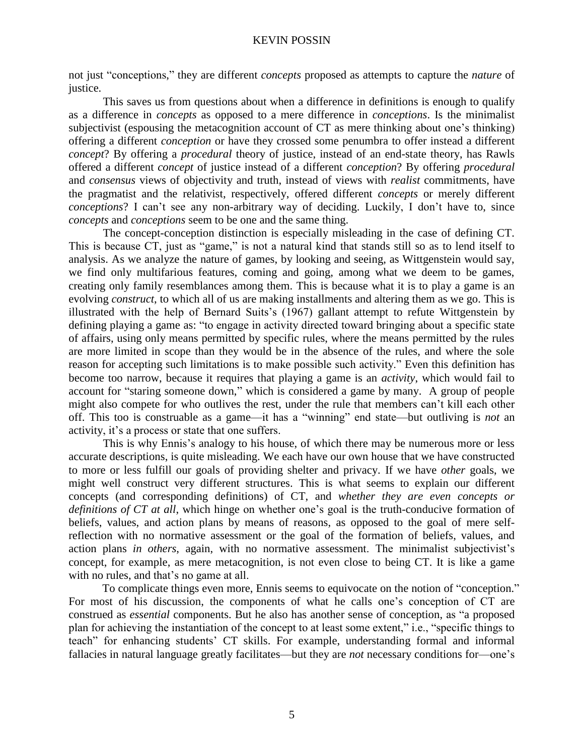not just "conceptions," they are different *concepts* proposed as attempts to capture the *nature* of justice.

This saves us from questions about when a difference in definitions is enough to qualify as a difference in *concepts* as opposed to a mere difference in *conceptions*. Is the minimalist subjectivist (espousing the metacognition account of CT as mere thinking about one's thinking) offering a different *conception* or have they crossed some penumbra to offer instead a different *concept*? By offering a *procedural* theory of justice, instead of an end-state theory, has Rawls offered a different *concept* of justice instead of a different *conception*? By offering *procedural* and *consensus* views of objectivity and truth, instead of views with *realist* commitments, have the pragmatist and the relativist, respectively, offered different *concepts* or merely different *conceptions*? I can't see any non-arbitrary way of deciding. Luckily, I don't have to, since *concepts* and *conceptions* seem to be one and the same thing.

The concept-conception distinction is especially misleading in the case of defining CT. This is because CT, just as "game," is not a natural kind that stands still so as to lend itself to analysis. As we analyze the nature of games, by looking and seeing, as Wittgenstein would say, we find only multifarious features, coming and going, among what we deem to be games, creating only family resemblances among them. This is because what it is to play a game is an evolving *construct*, to which all of us are making installments and altering them as we go. This is illustrated with the help of Bernard Suits's (1967) gallant attempt to refute Wittgenstein by defining playing a game as: "to engage in activity directed toward bringing about a specific state of affairs, using only means permitted by specific rules, where the means permitted by the rules are more limited in scope than they would be in the absence of the rules, and where the sole reason for accepting such limitations is to make possible such activity." Even this definition has become too narrow, because it requires that playing a game is an *activity*, which would fail to account for "staring someone down," which is considered a game by many. A group of people might also compete for who outlives the rest, under the rule that members can't kill each other off. This too is construable as a game—it has a "winning" end state—but outliving is *not* an activity, it's a process or state that one suffers.

This is why Ennis's analogy to his house, of which there may be numerous more or less accurate descriptions, is quite misleading. We each have our own house that we have constructed to more or less fulfill our goals of providing shelter and privacy. If we have *other* goals, we might well construct very different structures. This is what seems to explain our different concepts (and corresponding definitions) of CT, and *whether they are even concepts or definitions of CT at all*, which hinge on whether one's goal is the truth-conducive formation of beliefs, values, and action plans by means of reasons, as opposed to the goal of mere self-reflection with no normative assessment or the goal of the formation of beliefs, values, and action plans *in others*, again, with no normative assessment. The minimalist subjectivist's concept, for example, as mere metacognition, is not even close to being CT. It is like a game with no rules, and that's no game at all.

To complicate things even more, Ennis seems to equivocate on the notion of "conception." For most of his discussion, the components of what he calls one's conception of CT are construed as *essential* components. But he also has another sense of conception, as "a proposed plan for achieving the instantiation of the concept to at least some extent," i.e., "specific things to teach" for enhancing students' CT skills. For example, understanding formal and informal fallacies in natural language greatly facilitates—but they are *not* necessary conditions for—one's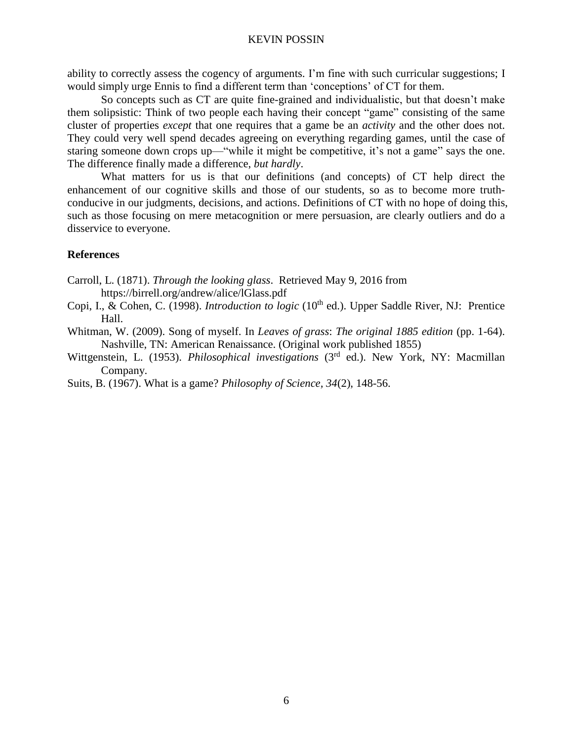ability to correctly assess the cogency of arguments. I'm fine with such curricular suggestions; I would simply urge Ennis to find a different term than 'conceptions' of CT for them.

So concepts such as CT are quite fine-grained and individualistic, but that doesn't make them solipsistic: Think of two people each having their concept "game" consisting of the same cluster of properties *except* that one requires that a game be an *activity* and the other does not. They could very well spend decades agreeing on everything regarding games, until the case of staring someone down crops up—"while it might be competitive, it's not a game" says the one. The difference finally made a difference, *but hardly*.

What matters for us is that our definitions (and concepts) of CT help direct the enhancement of our cognitive skills and those of our students, so as to become more truth-conducive in our judgments, decisions, and actions. Definitions of CT with no hope of doing this, such as those focusing on mere metacognition or mere persuasion, are clearly outliers and do a disservice to everyone.

## References

Carroll, L. (1871). *Through the looking glass*. Retrieved May 9, 2016 from https://birrell.org/andrew/alice/lGlass.pdf

Copi, I., & Cohen, C. (1998). *Introduction to logic* (10th ed.). Upper Saddle River, NJ: Prentice Hall.

Whitman, W. (2009). Song of myself. In *Leaves of grass*: *The original 1885 edition* (pp. 1-64). Nashville, TN: American Renaissance. (Original work published 1855)

Wittgenstein, L. (1953). *Philosophical investigations* (3rd ed.). New York, NY: Macmillan Company.

Suits, B. (1967). What is a game? *Philosophy of Science*, *34*(2), 148-56.